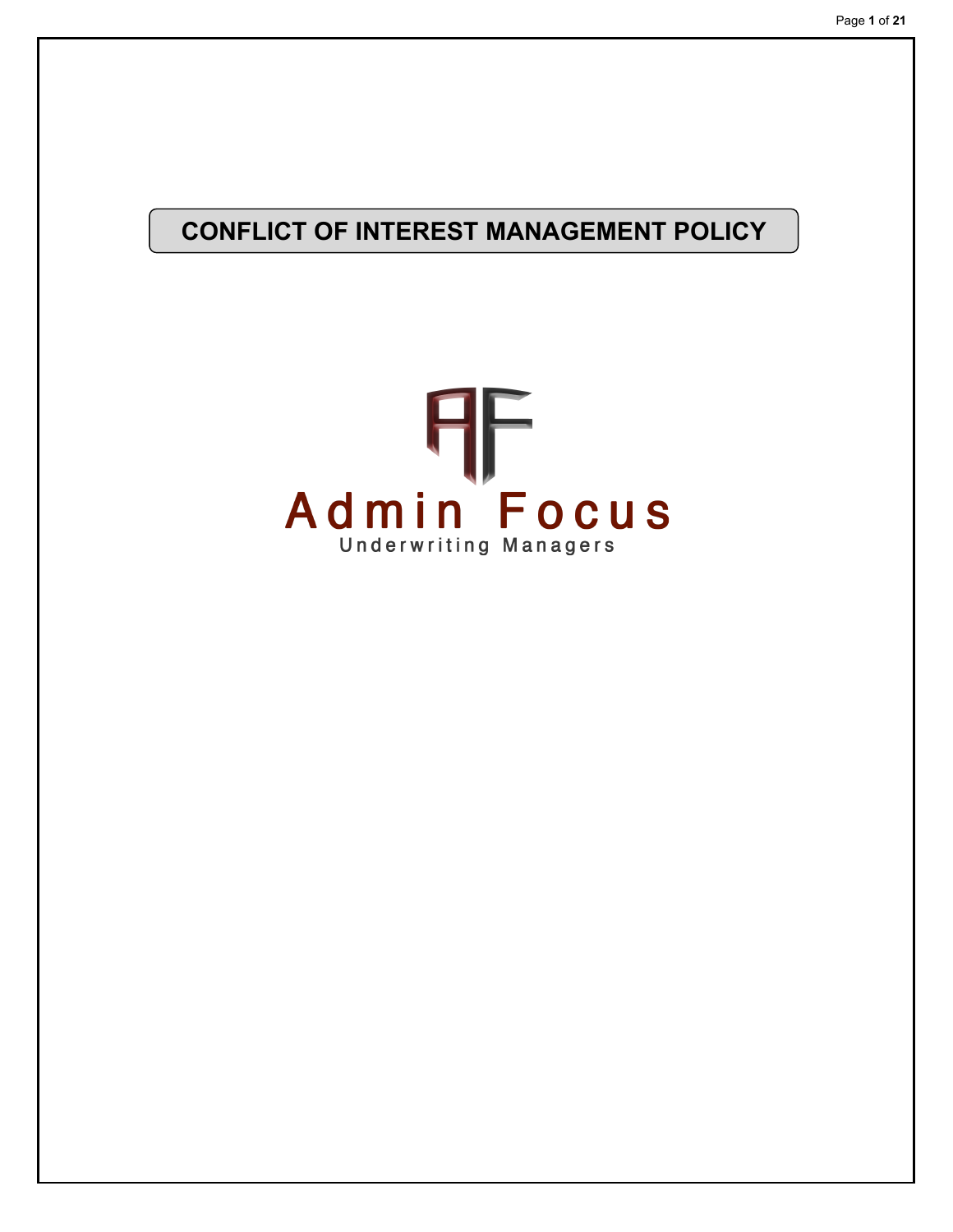# CONFLICT OF INTEREST MANAGEMENT POLICY

Admin Focus

Underwriting Managers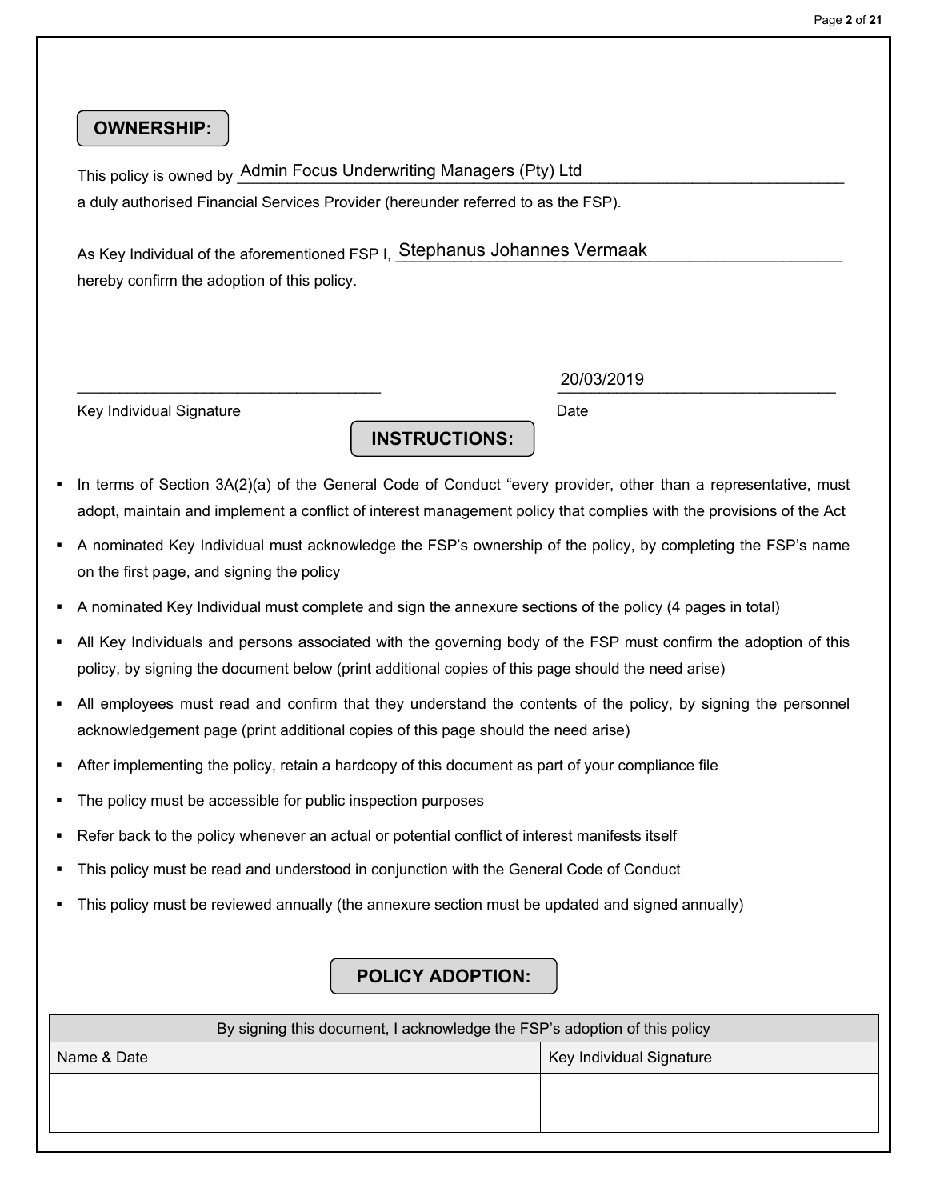## OWNERSHIP:

This policy is owned by Admin Focus Underwriting Managers (Pty) Ltd
a duly authorised Financial Services Provider (hereunder referred to as the FSP).

As Key Individual of the aforementioned FSP I, Stephanus Johannes Vermaak
hereby confirm the adoption of this policy.

| ______________________________ | 20/03/2019 |
|---|---|
| Key Individual Signature | Date |

## INSTRUCTIONS:

- In terms of Section 3A(2)(a) of the General Code of Conduct "every provider, other than a representative, must adopt, maintain and implement a conflict of interest management policy that complies with the provisions of the Act
- A nominated Key Individual must acknowledge the FSP's ownership of the policy, by completing the FSP's name on the first page, and signing the policy
- A nominated Key Individual must complete and sign the annexure sections of the policy (4 pages in total)
- All Key Individuals and persons associated with the governing body of the FSP must confirm the adoption of this policy, by signing the document below (print additional copies of this page should the need arise)
- All employees must read and confirm that they understand the contents of the policy, by signing the personnel acknowledgement page (print additional copies of this page should the need arise)
- After implementing the policy, retain a hardcopy of this document as part of your compliance file
- The policy must be accessible for public inspection purposes
- Refer back to the policy whenever an actual or potential conflict of interest manifests itself
- This policy must be read and understood in conjunction with the General Code of Conduct
- This policy must be reviewed annually (the annexure section must be updated and signed annually)

## POLICY ADOPTION:

| By signing this document, I acknowledge the FSP's adoption of this policy | |
|---|---|
| Name & Date | Key Individual Signature |
| | |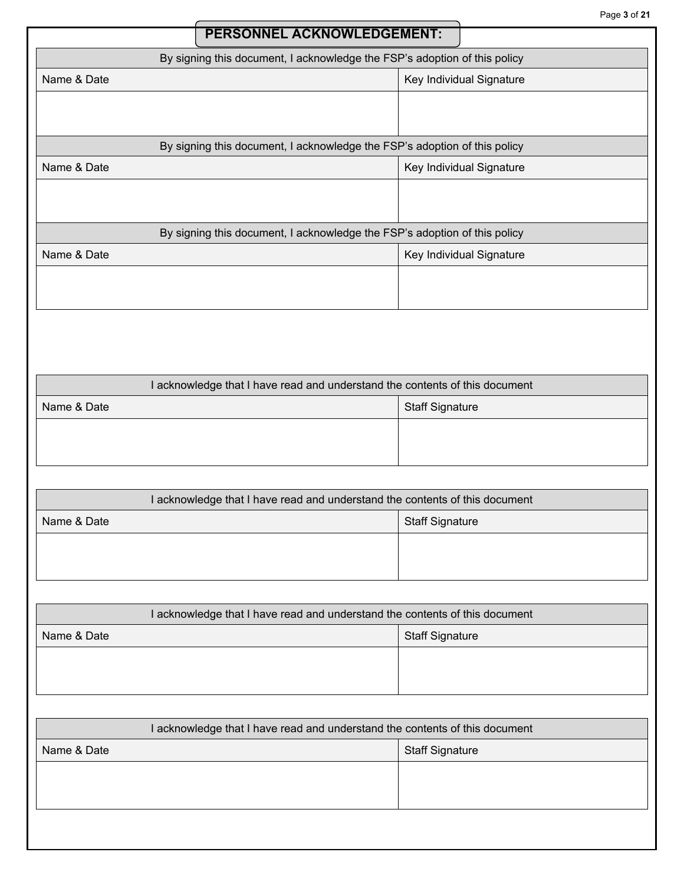## PERSONNEL ACKNOWLEDGEMENT:

| By signing this document, I acknowledge the FSP's adoption of this policy | |
|---|---|
| Name & Date | Key Individual Signature |
| | |

| By signing this document, I acknowledge the FSP's adoption of this policy | |
|---|---|
| Name & Date | Key Individual Signature |
| | |

| By signing this document, I acknowledge the FSP's adoption of this policy | |
|---|---|
| Name & Date | Key Individual Signature |
| | |

| I acknowledge that I have read and understand the contents of this document | |
|---|---|
| Name & Date | Staff Signature |
| | |

| I acknowledge that I have read and understand the contents of this document | |
|---|---|
| Name & Date | Staff Signature |
| | |

| I acknowledge that I have read and understand the contents of this document | |
|---|---|
| Name & Date | Staff Signature |
| | |

| I acknowledge that I have read and understand the contents of this document | |
|---|---|
| Name & Date | Staff Signature |
| | |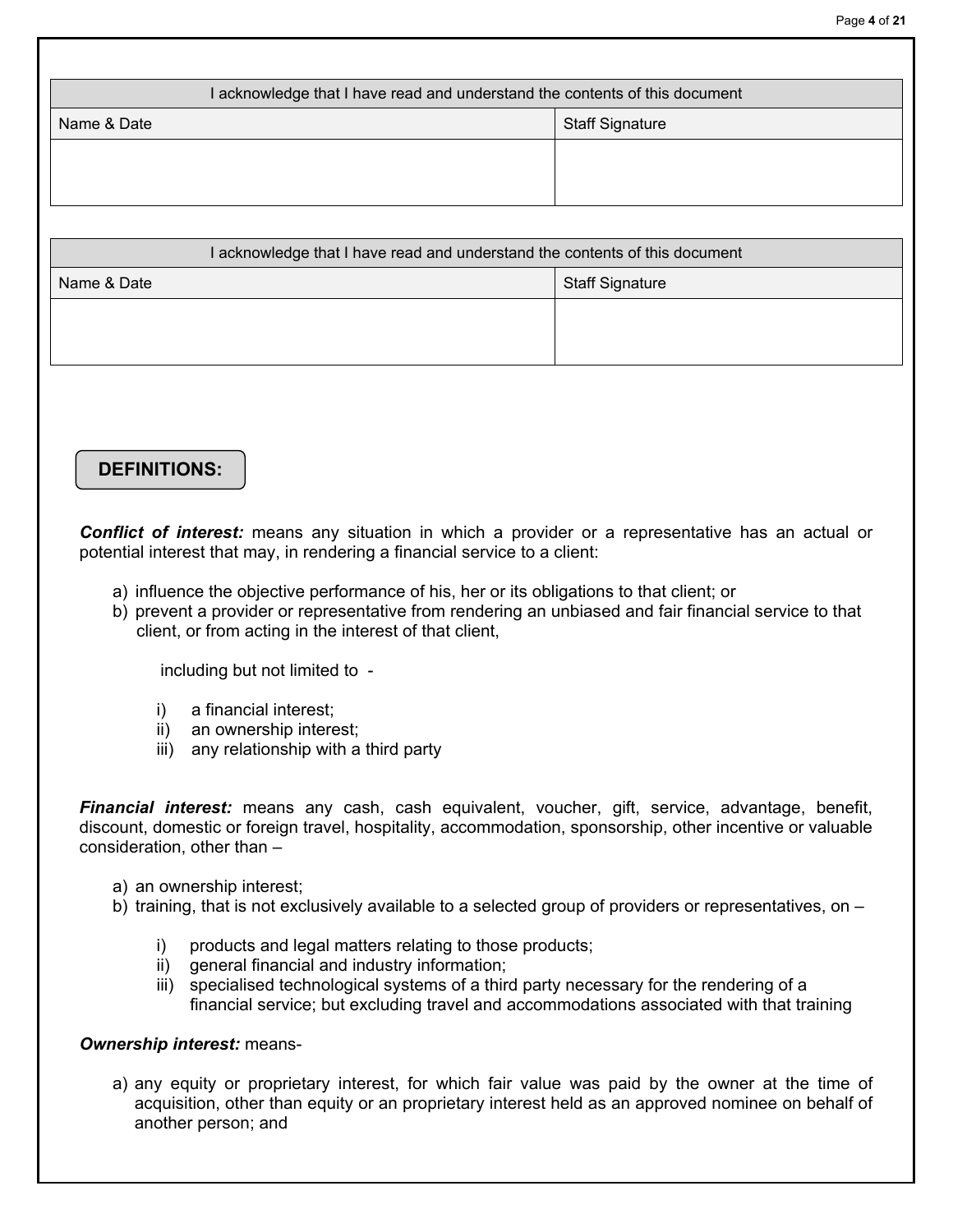| I acknowledge that I have read and understand the contents of this document | |
|---|---|
| Name & Date | Staff Signature |
| | |

| I acknowledge that I have read and understand the contents of this document | |
|---|---|
| Name & Date | Staff Signature |
| | |

## DEFINITIONS:

***Conflict of interest:*** means any situation in which a provider or a representative has an actual or potential interest that may, in rendering a financial service to a client:

a) influence the objective performance of his, her or its obligations to that client; or
b) prevent a provider or representative from rendering an unbiased and fair financial service to that client, or from acting in the interest of that client,

including but not limited to -

i) a financial interest;
ii) an ownership interest;
iii) any relationship with a third party

***Financial interest:*** means any cash, cash equivalent, voucher, gift, service, advantage, benefit, discount, domestic or foreign travel, hospitality, accommodation, sponsorship, other incentive or valuable consideration, other than –

a) an ownership interest;
b) training, that is not exclusively available to a selected group of providers or representatives, on –

i) products and legal matters relating to those products;
ii) general financial and industry information;
iii) specialised technological systems of a third party necessary for the rendering of a financial service; but excluding travel and accommodations associated with that training

***Ownership interest:*** means-

a) any equity or proprietary interest, for which fair value was paid by the owner at the time of acquisition, other than equity or an proprietary interest held as an approved nominee on behalf of another person; and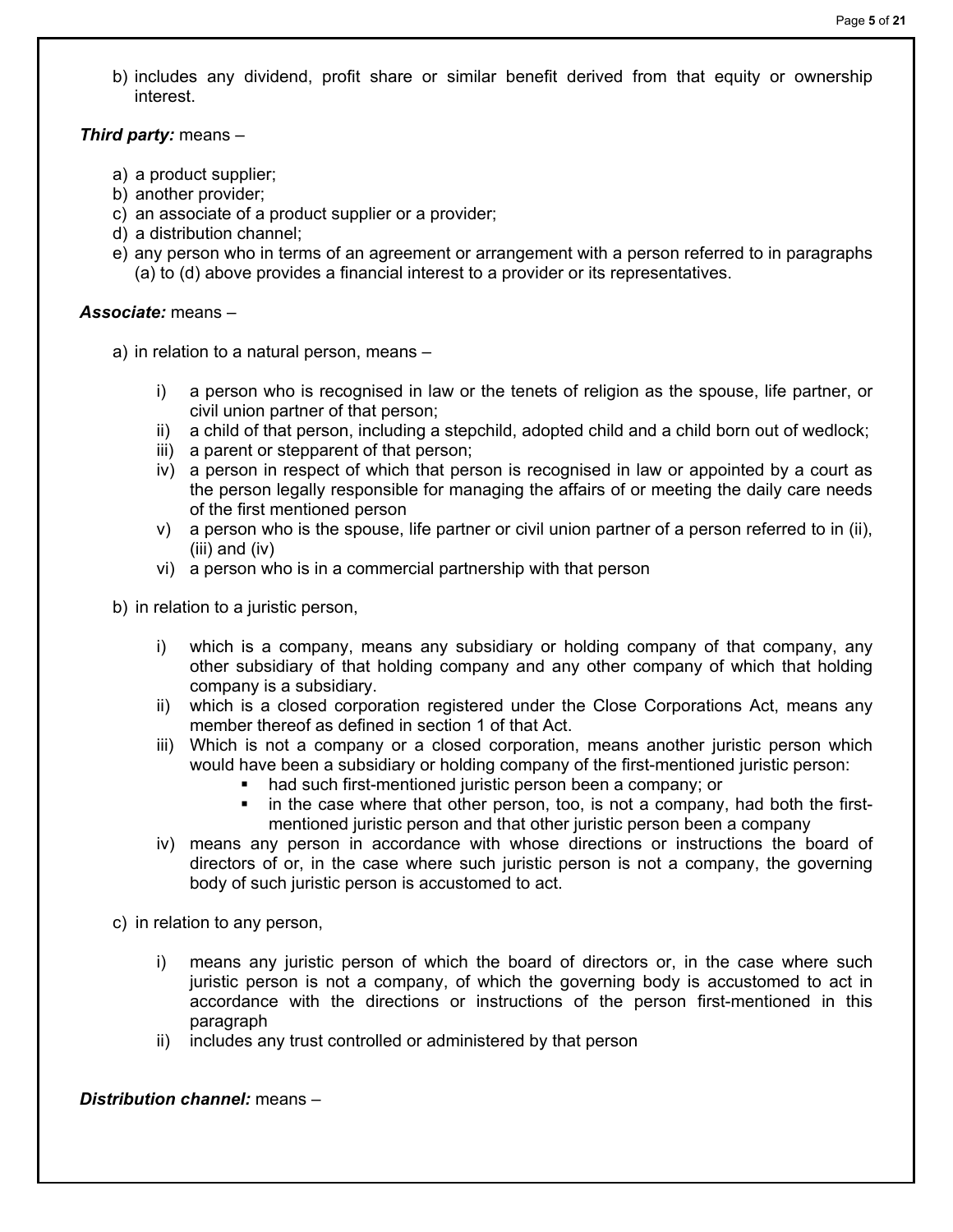b) includes any dividend, profit share or similar benefit derived from that equity or ownership interest.

***Third party:*** means –

a) a product supplier;
b) another provider;
c) an associate of a product supplier or a provider;
d) a distribution channel;
e) any person who in terms of an agreement or arrangement with a person referred to in paragraphs (a) to (d) above provides a financial interest to a provider or its representatives.

***Associate:*** means –

a) in relation to a natural person, means –

   i) a person who is recognised in law or the tenets of religion as the spouse, life partner, or civil union partner of that person;
   ii) a child of that person, including a stepchild, adopted child and a child born out of wedlock;
   iii) a parent or stepparent of that person;
   iv) a person in respect of which that person is recognised in law or appointed by a court as the person legally responsible for managing the affairs of or meeting the daily care needs of the first mentioned person
   v) a person who is the spouse, life partner or civil union partner of a person referred to in (ii), (iii) and (iv)
   vi) a person who is in a commercial partnership with that person

b) in relation to a juristic person,

   i) which is a company, means any subsidiary or holding company of that company, any other subsidiary of that holding company and any other company of which that holding company is a subsidiary.
   ii) which is a closed corporation registered under the Close Corporations Act, means any member thereof as defined in section 1 of that Act.
   iii) Which is not a company or a closed corporation, means another juristic person which would have been a subsidiary or holding company of the first-mentioned juristic person:
      - had such first-mentioned juristic person been a company; or
      - in the case where that other person, too, is not a company, had both the first-mentioned juristic person and that other juristic person been a company
   iv) means any person in accordance with whose directions or instructions the board of directors of or, in the case where such juristic person is not a company, the governing body of such juristic person is accustomed to act.

c) in relation to any person,

   i) means any juristic person of which the board of directors or, in the case where such juristic person is not a company, of which the governing body is accustomed to act in accordance with the directions or instructions of the person first-mentioned in this paragraph
   ii) includes any trust controlled or administered by that person

***Distribution channel:*** means –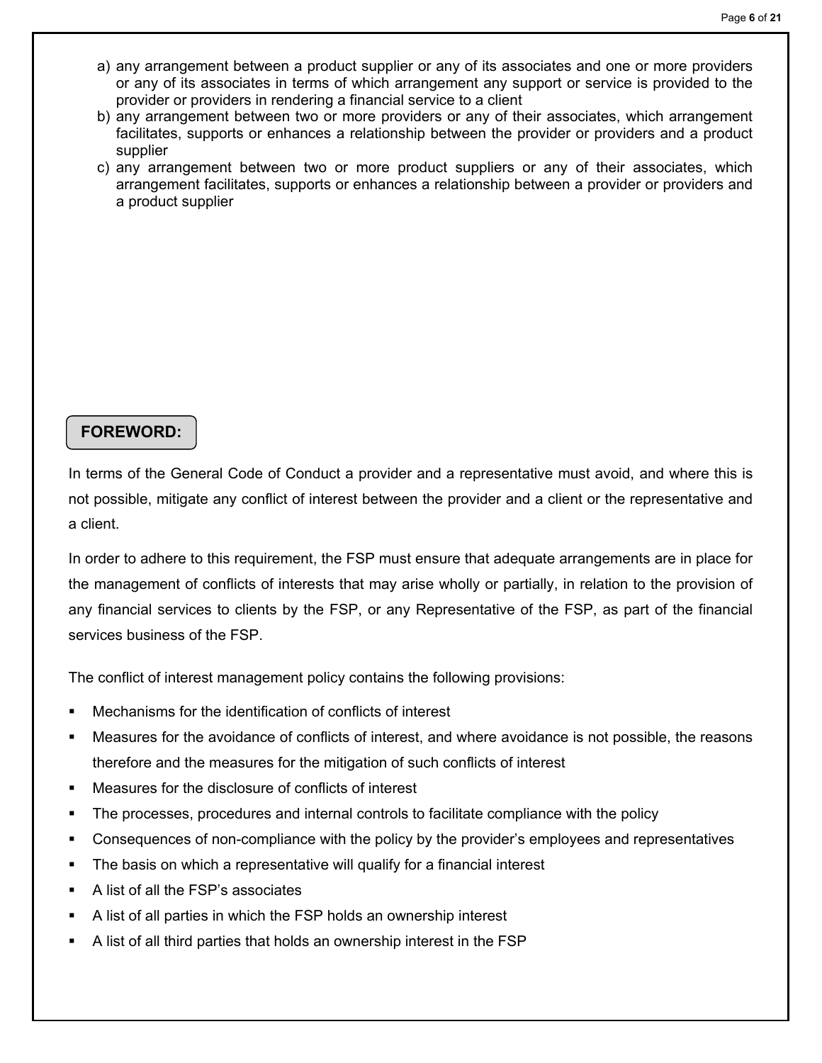a) any arrangement between a product supplier or any of its associates and one or more providers or any of its associates in terms of which arrangement any support or service is provided to the provider or providers in rendering a financial service to a client
b) any arrangement between two or more providers or any of their associates, which arrangement facilitates, supports or enhances a relationship between the provider or providers and a product supplier
c) any arrangement between two or more product suppliers or any of their associates, which arrangement facilitates, supports or enhances a relationship between a provider or providers and a product supplier

## FOREWORD:

In terms of the General Code of Conduct a provider and a representative must avoid, and where this is not possible, mitigate any conflict of interest between the provider and a client or the representative and a client.

In order to adhere to this requirement, the FSP must ensure that adequate arrangements are in place for the management of conflicts of interests that may arise wholly or partially, in relation to the provision of any financial services to clients by the FSP, or any Representative of the FSP, as part of the financial services business of the FSP.

The conflict of interest management policy contains the following provisions:

- Mechanisms for the identification of conflicts of interest
- Measures for the avoidance of conflicts of interest, and where avoidance is not possible, the reasons therefore and the measures for the mitigation of such conflicts of interest
- Measures for the disclosure of conflicts of interest
- The processes, procedures and internal controls to facilitate compliance with the policy
- Consequences of non-compliance with the policy by the provider's employees and representatives
- The basis on which a representative will qualify for a financial interest
- A list of all the FSP's associates
- A list of all parties in which the FSP holds an ownership interest
- A list of all third parties that holds an ownership interest in the FSP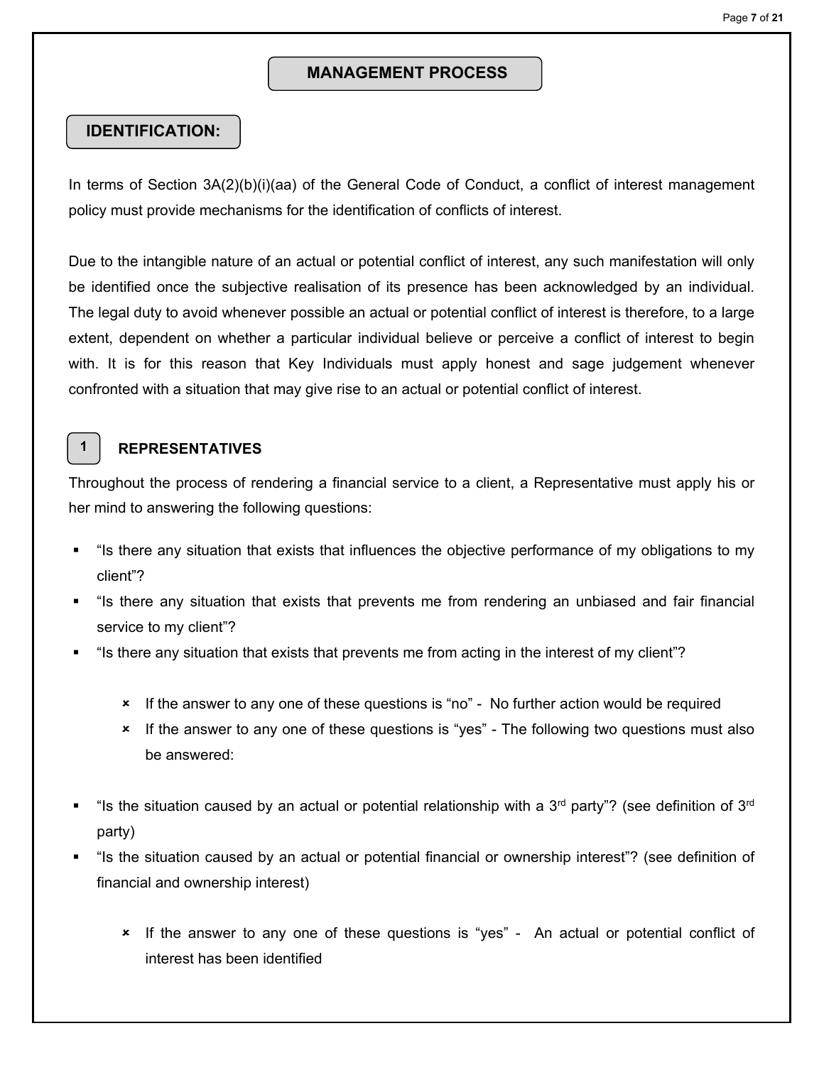# MANAGEMENT PROCESS

## IDENTIFICATION:

In terms of Section 3A(2)(b)(i)(aa) of the General Code of Conduct, a conflict of interest management policy must provide mechanisms for the identification of conflicts of interest.

Due to the intangible nature of an actual or potential conflict of interest, any such manifestation will only be identified once the subjective realisation of its presence has been acknowledged by an individual. The legal duty to avoid whenever possible an actual or potential conflict of interest is therefore, to a large extent, dependent on whether a particular individual believe or perceive a conflict of interest to begin with. It is for this reason that Key Individuals must apply honest and sage judgement whenever confronted with a situation that may give rise to an actual or potential conflict of interest.

### 1 REPRESENTATIVES

Throughout the process of rendering a financial service to a client, a Representative must apply his or her mind to answering the following questions:

- "Is there any situation that exists that influences the objective performance of my obligations to my client"?
- "Is there any situation that exists that prevents me from rendering an unbiased and fair financial service to my client"?
- "Is there any situation that exists that prevents me from acting in the interest of my client"?

  - If the answer to any one of these questions is "no" - No further action would be required
  - If the answer to any one of these questions is "yes" - The following two questions must also be answered:

- "Is the situation caused by an actual or potential relationship with a 3rd party"? (see definition of 3rd party)
- "Is the situation caused by an actual or potential financial or ownership interest"? (see definition of financial and ownership interest)

  - If the answer to any one of these questions is "yes" - An actual or potential conflict of interest has been identified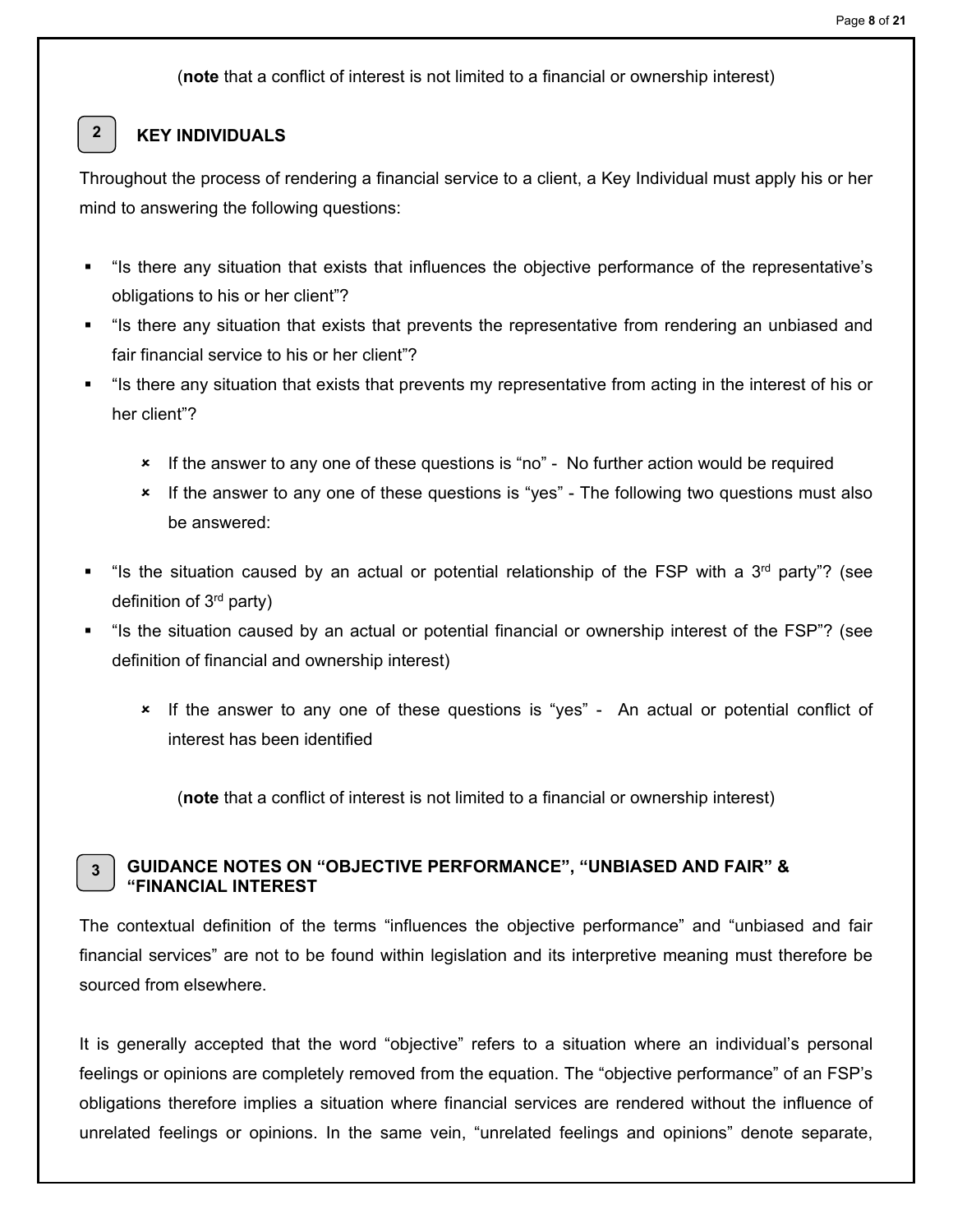(**note** that a conflict of interest is not limited to a financial or ownership interest)

## 2 KEY INDIVIDUALS

Throughout the process of rendering a financial service to a client, a Key Individual must apply his or her mind to answering the following questions:

- "Is there any situation that exists that influences the objective performance of the representative's obligations to his or her client"?
- "Is there any situation that exists that prevents the representative from rendering an unbiased and fair financial service to his or her client"?
- "Is there any situation that exists that prevents my representative from acting in the interest of his or her client"?
  - If the answer to any one of these questions is "no" - No further action would be required
  - If the answer to any one of these questions is "yes" - The following two questions must also be answered:
- "Is the situation caused by an actual or potential relationship of the FSP with a 3rd party"? (see definition of 3rd party)
- "Is the situation caused by an actual or potential financial or ownership interest of the FSP"? (see definition of financial and ownership interest)
  - If the answer to any one of these questions is "yes" - An actual or potential conflict of interest has been identified

(**note** that a conflict of interest is not limited to a financial or ownership interest)

## 3 GUIDANCE NOTES ON "OBJECTIVE PERFORMANCE", "UNBIASED AND FAIR" & "FINANCIAL INTEREST

The contextual definition of the terms "influences the objective performance" and "unbiased and fair financial services" are not to be found within legislation and its interpretive meaning must therefore be sourced from elsewhere.

It is generally accepted that the word "objective" refers to a situation where an individual's personal feelings or opinions are completely removed from the equation. The "objective performance" of an FSP's obligations therefore implies a situation where financial services are rendered without the influence of unrelated feelings or opinions. In the same vein, "unrelated feelings and opinions" denote separate,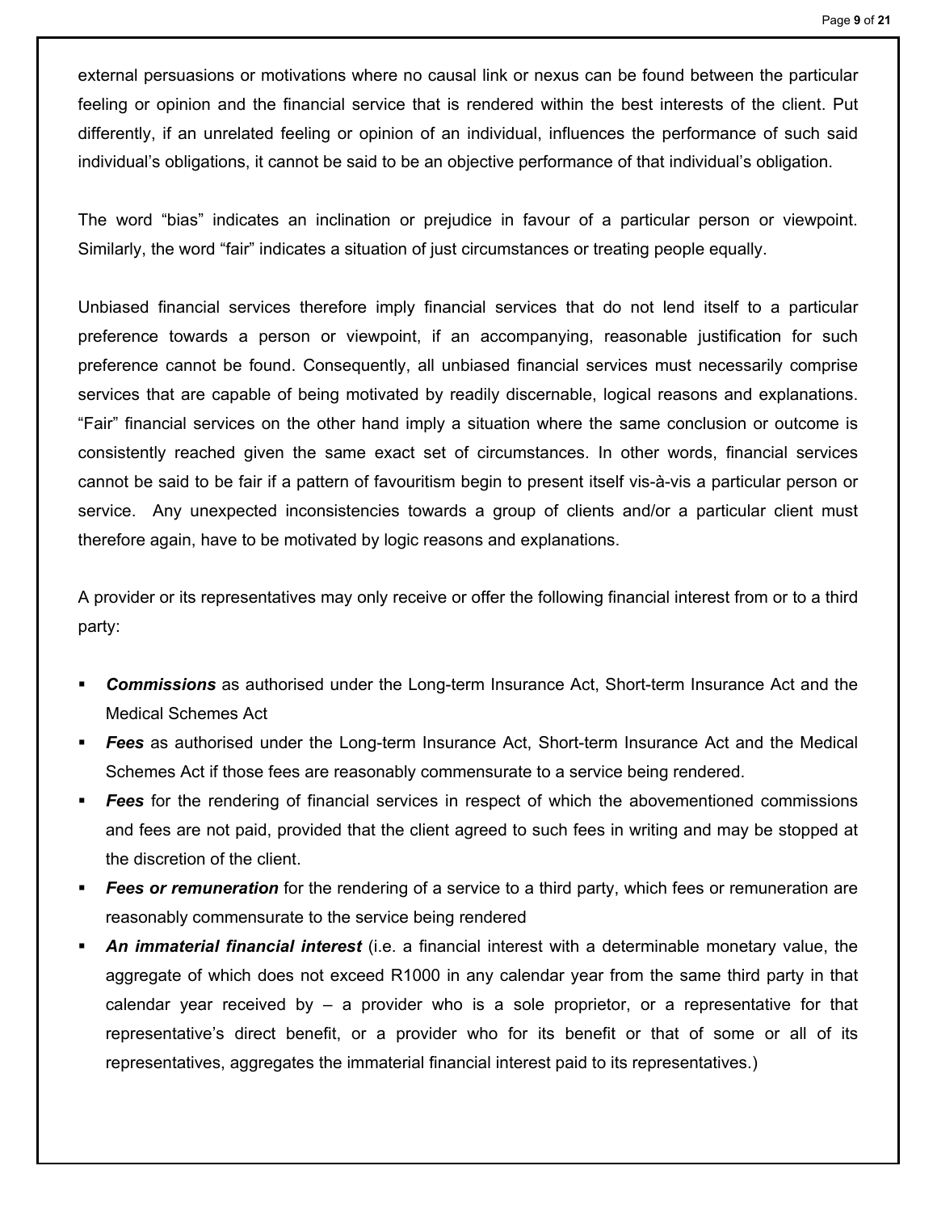external persuasions or motivations where no causal link or nexus can be found between the particular feeling or opinion and the financial service that is rendered within the best interests of the client. Put differently, if an unrelated feeling or opinion of an individual, influences the performance of such said individual's obligations, it cannot be said to be an objective performance of that individual's obligation.

The word "bias" indicates an inclination or prejudice in favour of a particular person or viewpoint. Similarly, the word "fair" indicates a situation of just circumstances or treating people equally.

Unbiased financial services therefore imply financial services that do not lend itself to a particular preference towards a person or viewpoint, if an accompanying, reasonable justification for such preference cannot be found. Consequently, all unbiased financial services must necessarily comprise services that are capable of being motivated by readily discernable, logical reasons and explanations. "Fair" financial services on the other hand imply a situation where the same conclusion or outcome is consistently reached given the same exact set of circumstances. In other words, financial services cannot be said to be fair if a pattern of favouritism begin to present itself vis-à-vis a particular person or service. Any unexpected inconsistencies towards a group of clients and/or a particular client must therefore again, have to be motivated by logic reasons and explanations.

A provider or its representatives may only receive or offer the following financial interest from or to a third party:

- ***Commissions*** as authorised under the Long-term Insurance Act, Short-term Insurance Act and the Medical Schemes Act
- ***Fees*** as authorised under the Long-term Insurance Act, Short-term Insurance Act and the Medical Schemes Act if those fees are reasonably commensurate to a service being rendered.
- ***Fees*** for the rendering of financial services in respect of which the abovementioned commissions and fees are not paid, provided that the client agreed to such fees in writing and may be stopped at the discretion of the client.
- ***Fees or remuneration*** for the rendering of a service to a third party, which fees or remuneration are reasonably commensurate to the service being rendered
- ***An immaterial financial interest*** (i.e. a financial interest with a determinable monetary value, the aggregate of which does not exceed R1000 in any calendar year from the same third party in that calendar year received by – a provider who is a sole proprietor, or a representative for that representative's direct benefit, or a provider who for its benefit or that of some or all of its representatives, aggregates the immaterial financial interest paid to its representatives.)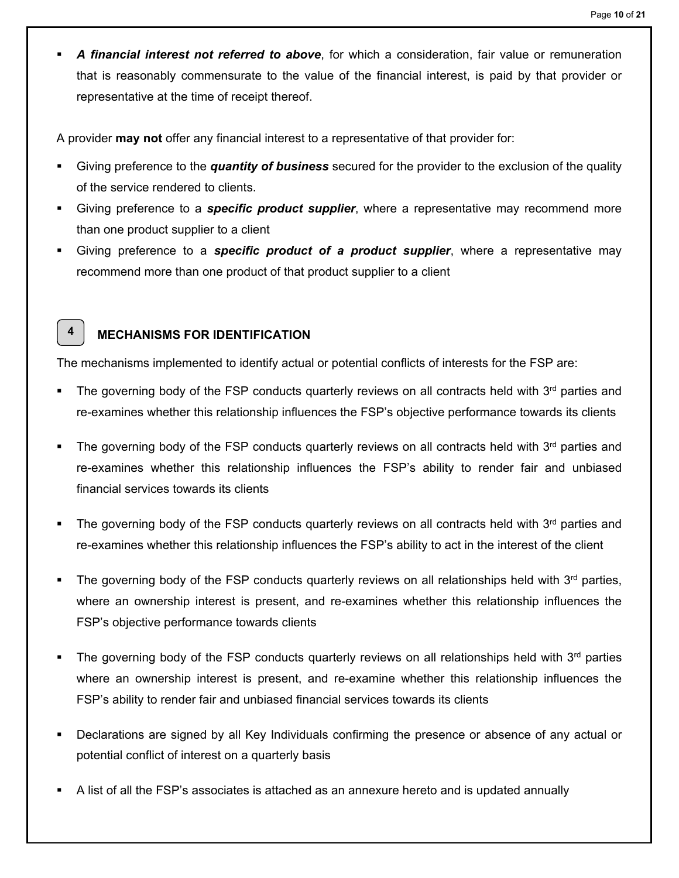- ***A financial interest not referred to above***, for which a consideration, fair value or remuneration that is reasonably commensurate to the value of the financial interest, is paid by that provider or representative at the time of receipt thereof.

A provider **may not** offer any financial interest to a representative of that provider for:

- Giving preference to the ***quantity of business*** secured for the provider to the exclusion of the quality of the service rendered to clients.
- Giving preference to a ***specific product supplier***, where a representative may recommend more than one product supplier to a client
- Giving preference to a ***specific product of a product supplier***, where a representative may recommend more than one product of that product supplier to a client

## 4 MECHANISMS FOR IDENTIFICATION

The mechanisms implemented to identify actual or potential conflicts of interests for the FSP are:

- The governing body of the FSP conducts quarterly reviews on all contracts held with 3rd parties and re-examines whether this relationship influences the FSP's objective performance towards its clients
- The governing body of the FSP conducts quarterly reviews on all contracts held with 3rd parties and re-examines whether this relationship influences the FSP's ability to render fair and unbiased financial services towards its clients
- The governing body of the FSP conducts quarterly reviews on all contracts held with 3rd parties and re-examines whether this relationship influences the FSP's ability to act in the interest of the client
- The governing body of the FSP conducts quarterly reviews on all relationships held with 3rd parties, where an ownership interest is present, and re-examines whether this relationship influences the FSP's objective performance towards clients
- The governing body of the FSP conducts quarterly reviews on all relationships held with 3rd parties where an ownership interest is present, and re-examine whether this relationship influences the FSP's ability to render fair and unbiased financial services towards its clients
- Declarations are signed by all Key Individuals confirming the presence or absence of any actual or potential conflict of interest on a quarterly basis
- A list of all the FSP's associates is attached as an annexure hereto and is updated annually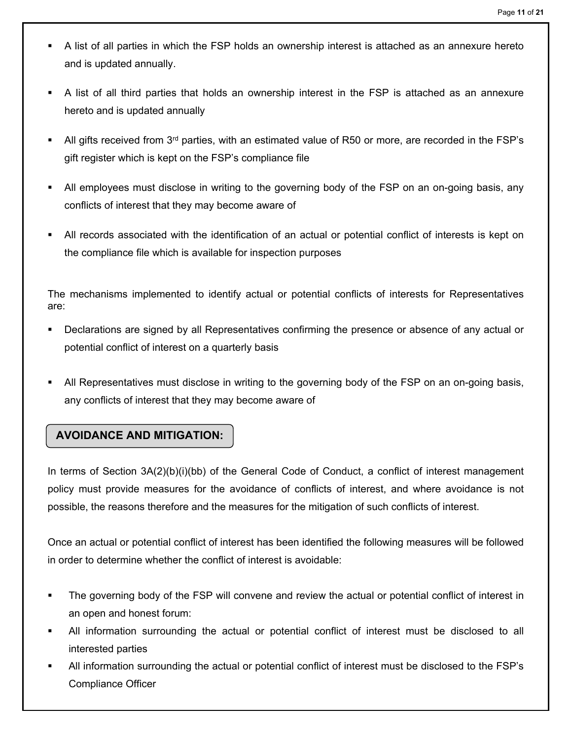- A list of all parties in which the FSP holds an ownership interest is attached as an annexure hereto and is updated annually.

- A list of all third parties that holds an ownership interest in the FSP is attached as an annexure hereto and is updated annually

- All gifts received from 3rd parties, with an estimated value of R50 or more, are recorded in the FSP's gift register which is kept on the FSP's compliance file

- All employees must disclose in writing to the governing body of the FSP on an on-going basis, any conflicts of interest that they may become aware of

- All records associated with the identification of an actual or potential conflict of interests is kept on the compliance file which is available for inspection purposes

The mechanisms implemented to identify actual or potential conflicts of interests for Representatives are:

- Declarations are signed by all Representatives confirming the presence or absence of any actual or potential conflict of interest on a quarterly basis

- All Representatives must disclose in writing to the governing body of the FSP on an on-going basis, any conflicts of interest that they may become aware of

## AVOIDANCE AND MITIGATION:

In terms of Section 3A(2)(b)(i)(bb) of the General Code of Conduct, a conflict of interest management policy must provide measures for the avoidance of conflicts of interest, and where avoidance is not possible, the reasons therefore and the measures for the mitigation of such conflicts of interest.

Once an actual or potential conflict of interest has been identified the following measures will be followed in order to determine whether the conflict of interest is avoidable:

- The governing body of the FSP will convene and review the actual or potential conflict of interest in an open and honest forum:
- All information surrounding the actual or potential conflict of interest must be disclosed to all interested parties
- All information surrounding the actual or potential conflict of interest must be disclosed to the FSP's Compliance Officer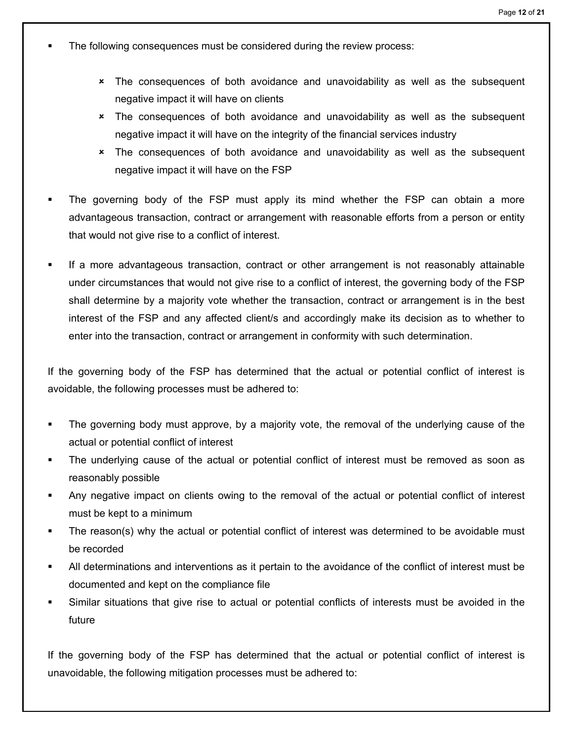- The following consequences must be considered during the review process:

  - The consequences of both avoidance and unavoidability as well as the subsequent negative impact it will have on clients
  - The consequences of both avoidance and unavoidability as well as the subsequent negative impact it will have on the integrity of the financial services industry
  - The consequences of both avoidance and unavoidability as well as the subsequent negative impact it will have on the FSP

- The governing body of the FSP must apply its mind whether the FSP can obtain a more advantageous transaction, contract or arrangement with reasonable efforts from a person or entity that would not give rise to a conflict of interest.

- If a more advantageous transaction, contract or other arrangement is not reasonably attainable under circumstances that would not give rise to a conflict of interest, the governing body of the FSP shall determine by a majority vote whether the transaction, contract or arrangement is in the best interest of the FSP and any affected client/s and accordingly make its decision as to whether to enter into the transaction, contract or arrangement in conformity with such determination.

If the governing body of the FSP has determined that the actual or potential conflict of interest is avoidable, the following processes must be adhered to:

- The governing body must approve, by a majority vote, the removal of the underlying cause of the actual or potential conflict of interest
- The underlying cause of the actual or potential conflict of interest must be removed as soon as reasonably possible
- Any negative impact on clients owing to the removal of the actual or potential conflict of interest must be kept to a minimum
- The reason(s) why the actual or potential conflict of interest was determined to be avoidable must be recorded
- All determinations and interventions as it pertain to the avoidance of the conflict of interest must be documented and kept on the compliance file
- Similar situations that give rise to actual or potential conflicts of interests must be avoided in the future

If the governing body of the FSP has determined that the actual or potential conflict of interest is unavoidable, the following mitigation processes must be adhered to: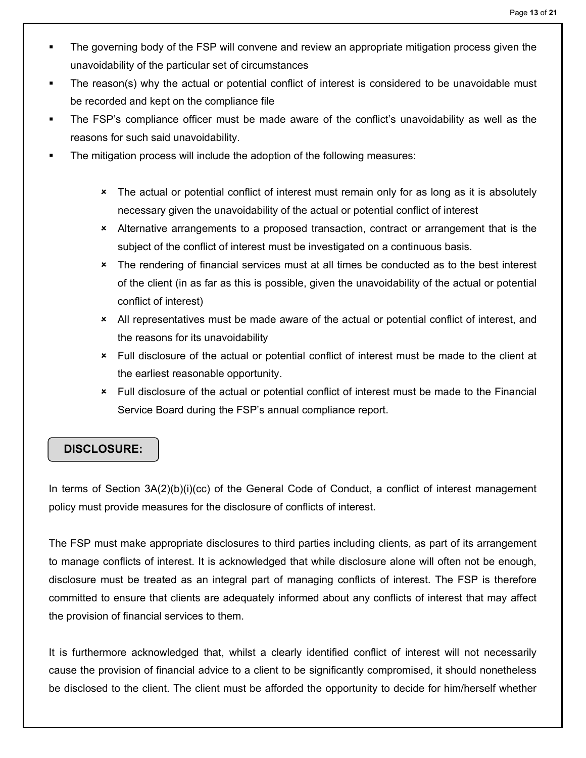- The governing body of the FSP will convene and review an appropriate mitigation process given the unavoidability of the particular set of circumstances
- The reason(s) why the actual or potential conflict of interest is considered to be unavoidable must be recorded and kept on the compliance file
- The FSP's compliance officer must be made aware of the conflict's unavoidability as well as the reasons for such said unavoidability.
- The mitigation process will include the adoption of the following measures:

    - The actual or potential conflict of interest must remain only for as long as it is absolutely necessary given the unavoidability of the actual or potential conflict of interest
    - Alternative arrangements to a proposed transaction, contract or arrangement that is the subject of the conflict of interest must be investigated on a continuous basis.
    - The rendering of financial services must at all times be conducted as to the best interest of the client (in as far as this is possible, given the unavoidability of the actual or potential conflict of interest)
    - All representatives must be made aware of the actual or potential conflict of interest, and the reasons for its unavoidability
    - Full disclosure of the actual or potential conflict of interest must be made to the client at the earliest reasonable opportunity.
    - Full disclosure of the actual or potential conflict of interest must be made to the Financial Service Board during the FSP's annual compliance report.

## DISCLOSURE:

In terms of Section 3A(2)(b)(i)(cc) of the General Code of Conduct, a conflict of interest management policy must provide measures for the disclosure of conflicts of interest.

The FSP must make appropriate disclosures to third parties including clients, as part of its arrangement to manage conflicts of interest. It is acknowledged that while disclosure alone will often not be enough, disclosure must be treated as an integral part of managing conflicts of interest. The FSP is therefore committed to ensure that clients are adequately informed about any conflicts of interest that may affect the provision of financial services to them.

It is furthermore acknowledged that, whilst a clearly identified conflict of interest will not necessarily cause the provision of financial advice to a client to be significantly compromised, it should nonetheless be disclosed to the client. The client must be afforded the opportunity to decide for him/herself whether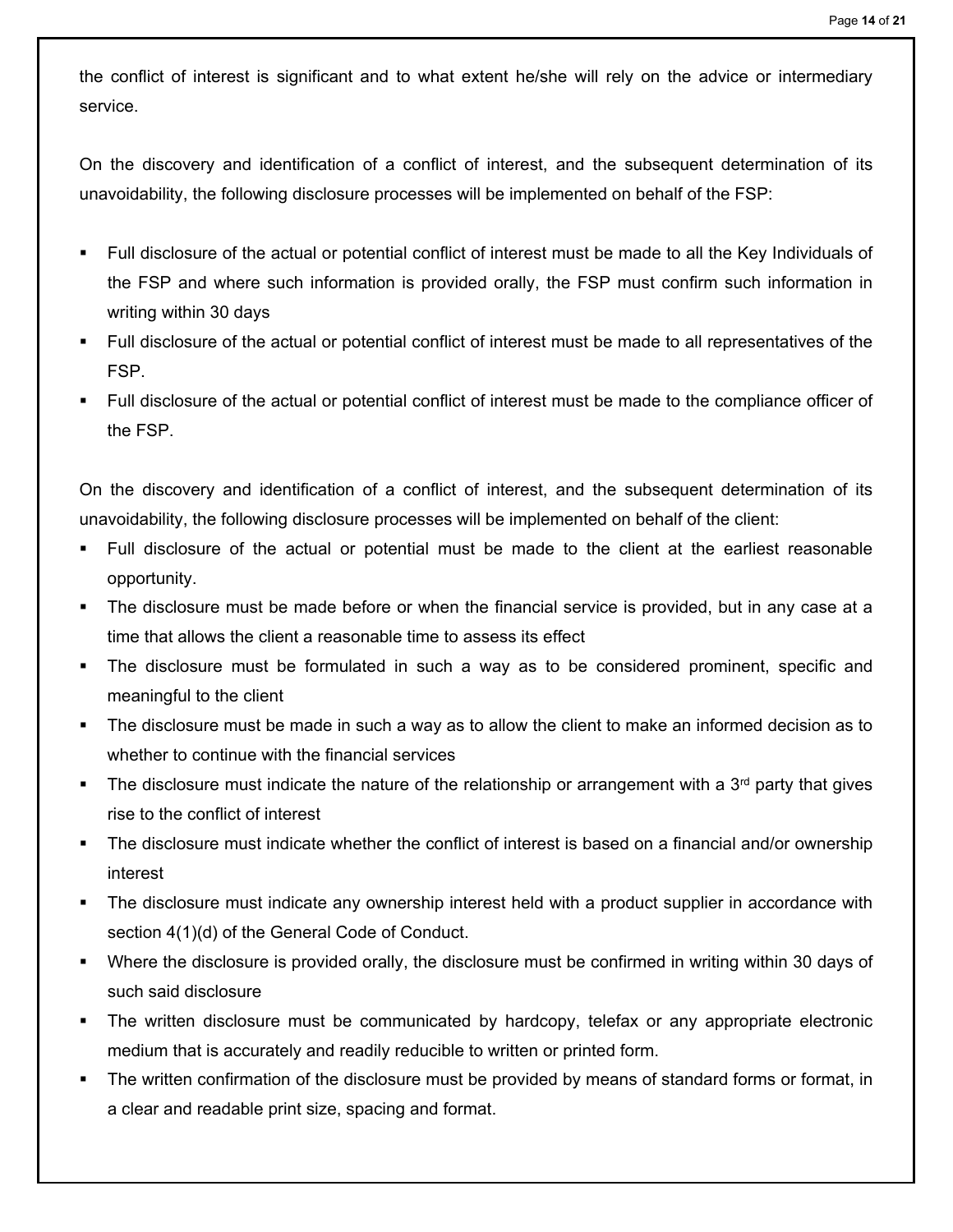the conflict of interest is significant and to what extent he/she will rely on the advice or intermediary service.

On the discovery and identification of a conflict of interest, and the subsequent determination of its unavoidability, the following disclosure processes will be implemented on behalf of the FSP:

- Full disclosure of the actual or potential conflict of interest must be made to all the Key Individuals of the FSP and where such information is provided orally, the FSP must confirm such information in writing within 30 days
- Full disclosure of the actual or potential conflict of interest must be made to all representatives of the FSP.
- Full disclosure of the actual or potential conflict of interest must be made to the compliance officer of the FSP.

On the discovery and identification of a conflict of interest, and the subsequent determination of its unavoidability, the following disclosure processes will be implemented on behalf of the client:

- Full disclosure of the actual or potential must be made to the client at the earliest reasonable opportunity.
- The disclosure must be made before or when the financial service is provided, but in any case at a time that allows the client a reasonable time to assess its effect
- The disclosure must be formulated in such a way as to be considered prominent, specific and meaningful to the client
- The disclosure must be made in such a way as to allow the client to make an informed decision as to whether to continue with the financial services
- The disclosure must indicate the nature of the relationship or arrangement with a 3rd party that gives rise to the conflict of interest
- The disclosure must indicate whether the conflict of interest is based on a financial and/or ownership interest
- The disclosure must indicate any ownership interest held with a product supplier in accordance with section 4(1)(d) of the General Code of Conduct.
- Where the disclosure is provided orally, the disclosure must be confirmed in writing within 30 days of such said disclosure
- The written disclosure must be communicated by hardcopy, telefax or any appropriate electronic medium that is accurately and readily reducible to written or printed form.
- The written confirmation of the disclosure must be provided by means of standard forms or format, in a clear and readable print size, spacing and format.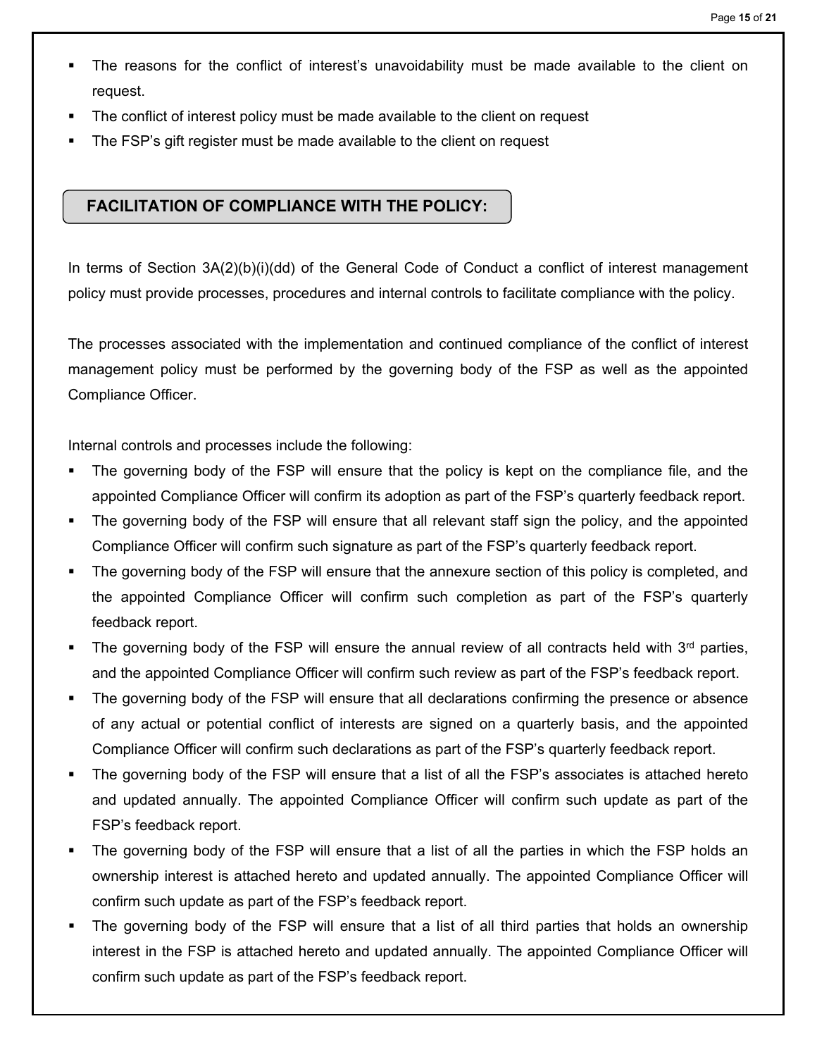- The reasons for the conflict of interest's unavoidability must be made available to the client on request.
- The conflict of interest policy must be made available to the client on request
- The FSP's gift register must be made available to the client on request

## FACILITATION OF COMPLIANCE WITH THE POLICY:

In terms of Section 3A(2)(b)(i)(dd) of the General Code of Conduct a conflict of interest management policy must provide processes, procedures and internal controls to facilitate compliance with the policy.

The processes associated with the implementation and continued compliance of the conflict of interest management policy must be performed by the governing body of the FSP as well as the appointed Compliance Officer.

Internal controls and processes include the following:

- The governing body of the FSP will ensure that the policy is kept on the compliance file, and the appointed Compliance Officer will confirm its adoption as part of the FSP's quarterly feedback report.
- The governing body of the FSP will ensure that all relevant staff sign the policy, and the appointed Compliance Officer will confirm such signature as part of the FSP's quarterly feedback report.
- The governing body of the FSP will ensure that the annexure section of this policy is completed, and the appointed Compliance Officer will confirm such completion as part of the FSP's quarterly feedback report.
- The governing body of the FSP will ensure the annual review of all contracts held with 3rd parties, and the appointed Compliance Officer will confirm such review as part of the FSP's feedback report.
- The governing body of the FSP will ensure that all declarations confirming the presence or absence of any actual or potential conflict of interests are signed on a quarterly basis, and the appointed Compliance Officer will confirm such declarations as part of the FSP's quarterly feedback report.
- The governing body of the FSP will ensure that a list of all the FSP's associates is attached hereto and updated annually. The appointed Compliance Officer will confirm such update as part of the FSP's feedback report.
- The governing body of the FSP will ensure that a list of all the parties in which the FSP holds an ownership interest is attached hereto and updated annually. The appointed Compliance Officer will confirm such update as part of the FSP's feedback report.
- The governing body of the FSP will ensure that a list of all third parties that holds an ownership interest in the FSP is attached hereto and updated annually. The appointed Compliance Officer will confirm such update as part of the FSP's feedback report.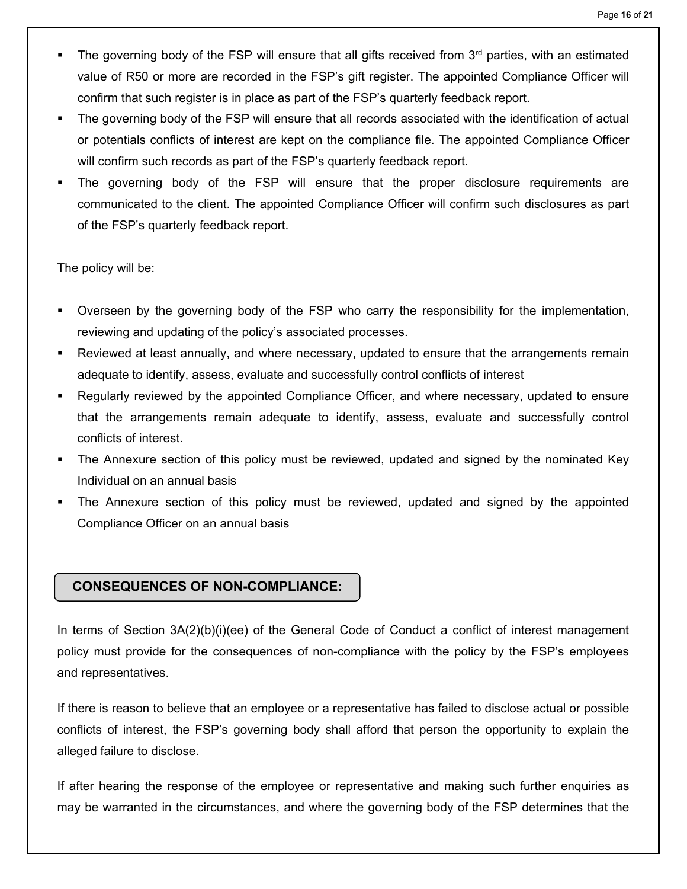- The governing body of the FSP will ensure that all gifts received from 3rd parties, with an estimated value of R50 or more are recorded in the FSP's gift register. The appointed Compliance Officer will confirm that such register is in place as part of the FSP's quarterly feedback report.
- The governing body of the FSP will ensure that all records associated with the identification of actual or potentials conflicts of interest are kept on the compliance file. The appointed Compliance Officer will confirm such records as part of the FSP's quarterly feedback report.
- The governing body of the FSP will ensure that the proper disclosure requirements are communicated to the client. The appointed Compliance Officer will confirm such disclosures as part of the FSP's quarterly feedback report.

The policy will be:

- Overseen by the governing body of the FSP who carry the responsibility for the implementation, reviewing and updating of the policy's associated processes.
- Reviewed at least annually, and where necessary, updated to ensure that the arrangements remain adequate to identify, assess, evaluate and successfully control conflicts of interest
- Regularly reviewed by the appointed Compliance Officer, and where necessary, updated to ensure that the arrangements remain adequate to identify, assess, evaluate and successfully control conflicts of interest.
- The Annexure section of this policy must be reviewed, updated and signed by the nominated Key Individual on an annual basis
- The Annexure section of this policy must be reviewed, updated and signed by the appointed Compliance Officer on an annual basis

## CONSEQUENCES OF NON-COMPLIANCE:

In terms of Section 3A(2)(b)(i)(ee) of the General Code of Conduct a conflict of interest management policy must provide for the consequences of non-compliance with the policy by the FSP's employees and representatives.

If there is reason to believe that an employee or a representative has failed to disclose actual or possible conflicts of interest, the FSP's governing body shall afford that person the opportunity to explain the alleged failure to disclose.

If after hearing the response of the employee or representative and making such further enquiries as may be warranted in the circumstances, and where the governing body of the FSP determines that the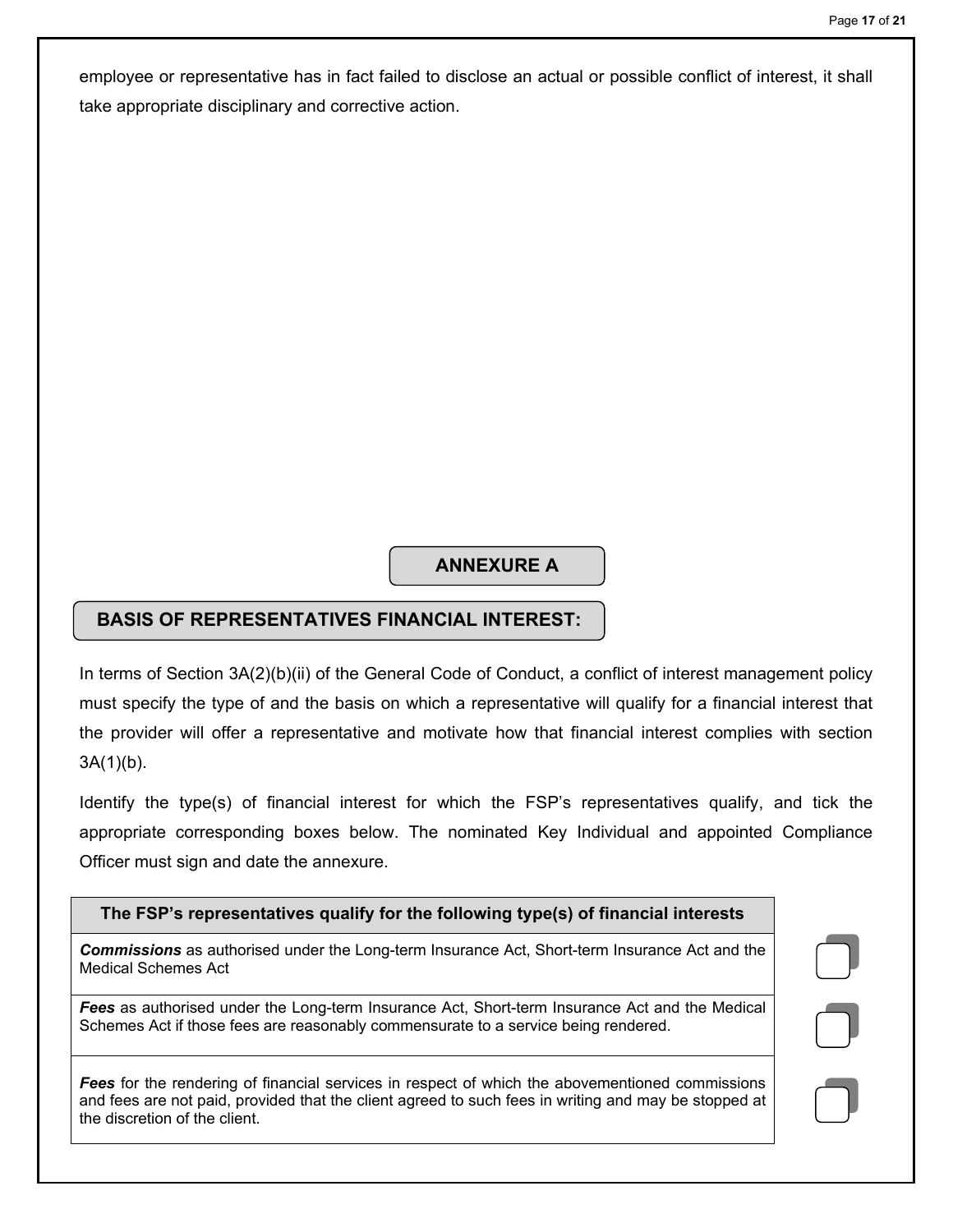employee or representative has in fact failed to disclose an actual or possible conflict of interest, it shall take appropriate disciplinary and corrective action.

## ANNEXURE A

## BASIS OF REPRESENTATIVES FINANCIAL INTEREST:

In terms of Section 3A(2)(b)(ii) of the General Code of Conduct, a conflict of interest management policy must specify the type of and the basis on which a representative will qualify for a financial interest that the provider will offer a representative and motivate how that financial interest complies with section 3A(1)(b).

Identify the type(s) of financial interest for which the FSP's representatives qualify, and tick the appropriate corresponding boxes below. The nominated Key Individual and appointed Compliance Officer must sign and date the annexure.

| The FSP's representatives qualify for the following type(s) of financial interests | |
|---|---|
| ***Commissions*** as authorised under the Long-term Insurance Act, Short-term Insurance Act and the Medical Schemes Act | ☐ |
| ***Fees*** as authorised under the Long-term Insurance Act, Short-term Insurance Act and the Medical Schemes Act if those fees are reasonably commensurate to a service being rendered. | ☐ |
| ***Fees*** for the rendering of financial services in respect of which the abovementioned commissions and fees are not paid, provided that the client agreed to such fees in writing and may be stopped at the discretion of the client. | ☐ |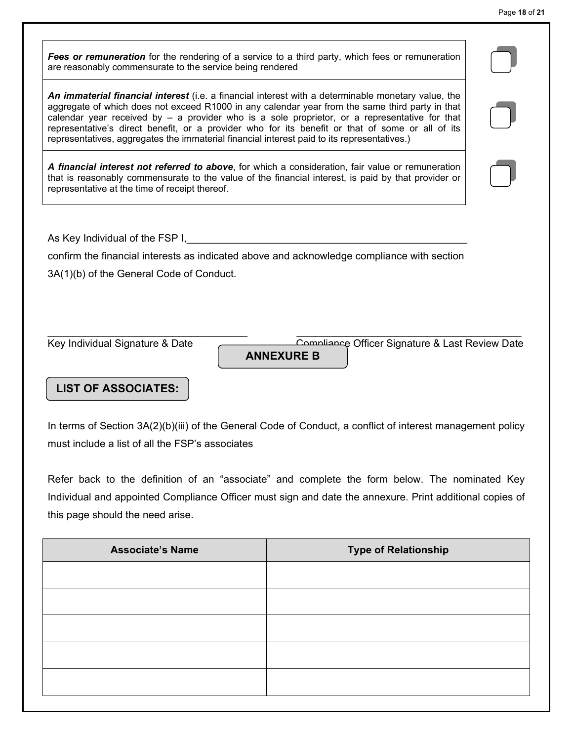| | |
|---|---|
| ***Fees or remuneration*** for the rendering of a service to a third party, which fees or remuneration are reasonably commensurate to the service being rendered | ☐ |
| ***An immaterial financial interest*** (i.e. a financial interest with a determinable monetary value, the aggregate of which does not exceed R1000 in any calendar year from the same third party in that calendar year received by – a provider who is a sole proprietor, or a representative for that representative's direct benefit, or a provider who for its benefit or that of some or all of its representatives, aggregates the immaterial financial interest paid to its representatives.) | ☐ |
| ***A financial interest not referred to above***, for which a consideration, fair value or remuneration that is reasonably commensurate to the value of the financial interest, is paid by that provider or representative at the time of receipt thereof. | ☐ |

As Key Individual of the FSP I,___________________________________________________

confirm the financial interests as indicated above and acknowledge compliance with section 3A(1)(b) of the General Code of Conduct.

___________________________________ ________________________________________

Key Individual Signature & Date Compliance Officer Signature & Last Review Date

## ANNEXURE B

### LIST OF ASSOCIATES:

In terms of Section 3A(2)(b)(iii) of the General Code of Conduct, a conflict of interest management policy must include a list of all the FSP's associates

Refer back to the definition of an "associate" and complete the form below. The nominated Key Individual and appointed Compliance Officer must sign and date the annexure. Print additional copies of this page should the need arise.

| Associate's Name | Type of Relationship |
|---|---|
| | |
| | |
| | |
| | |
| | |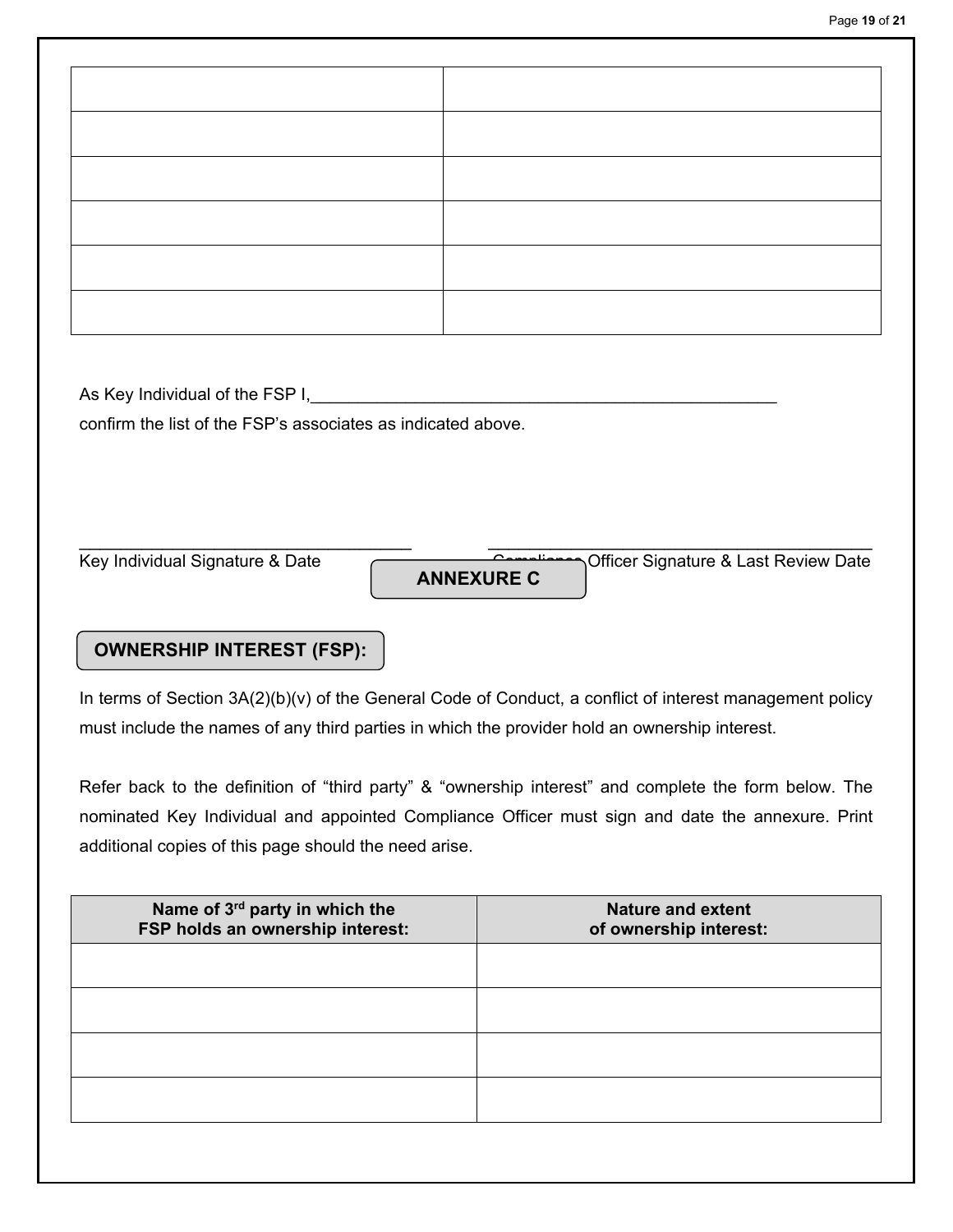| | |
|---|---|
| | |
| | |
| | |
| | |
| | |
| | |

As Key Individual of the FSP I,\_\_\_\_\_\_\_\_\_\_\_\_\_\_\_\_\_\_\_\_\_\_\_\_\_\_\_\_\_\_\_\_\_\_\_\_\_\_\_\_\_\_\_\_\_\_\_\_\_\_\_\_

confirm the list of the FSP's associates as indicated above.

\_\_\_\_\_\_\_\_\_\_\_\_\_\_\_\_\_\_\_\_\_\_\_\_\_\_\_\_\_\_\_\_\_\_\_\_\_ \_\_\_\_\_\_\_\_\_\_\_\_\_\_\_\_\_\_\_\_\_\_\_\_\_\_\_\_\_\_\_\_\_\_\_\_\_\_\_\_\_\_

Key Individual Signature & Date Compliance Officer Signature & Last Review Date

## ANNEXURE C

### OWNERSHIP INTEREST (FSP):

In terms of Section 3A(2)(b)(v) of the General Code of Conduct, a conflict of interest management policy must include the names of any third parties in which the provider hold an ownership interest.

Refer back to the definition of "third party" & "ownership interest" and complete the form below. The nominated Key Individual and appointed Compliance Officer must sign and date the annexure. Print additional copies of this page should the need arise.

| Name of 3rd party in which the FSP holds an ownership interest: | Nature and extent of ownership interest: |
|---|---|
| | |
| | |
| | |
| | |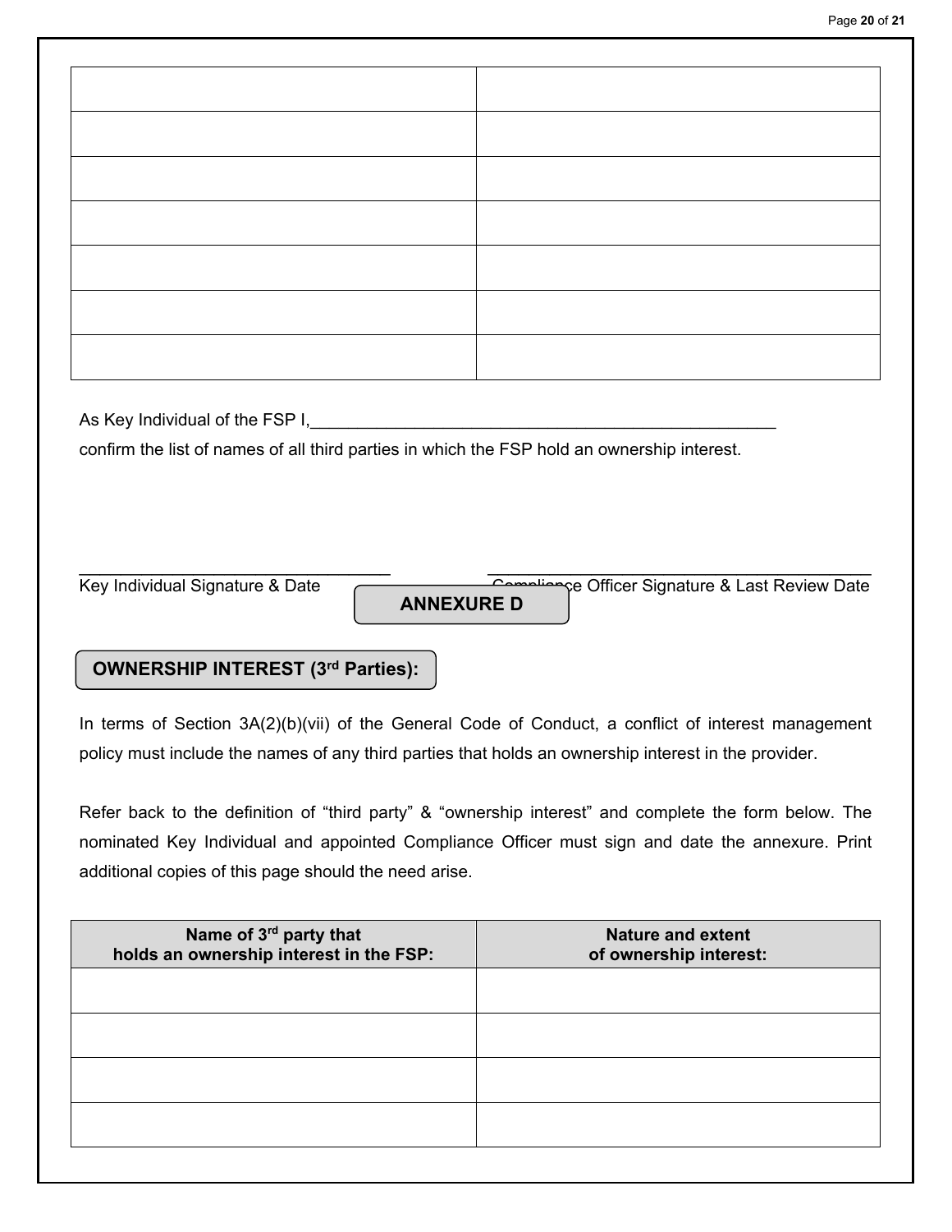| | |
|---|---|
| | |
| | |
| | |
| | |
| | |
| | |
| | |

As Key Individual of the FSP I,\_\_\_\_\_\_\_\_\_\_\_\_\_\_\_\_\_\_\_\_\_\_\_\_\_\_\_\_\_\_\_\_\_\_\_\_\_\_\_\_\_\_\_\_\_\_\_\_\_\_\_\_

confirm the list of names of all third parties in which the FSP hold an ownership interest.

\_\_\_\_\_\_\_\_\_\_\_\_\_\_\_\_\_\_\_\_\_\_\_\_\_\_\_\_\_\_\_\_\_\_\_\_ \_\_\_\_\_\_\_\_\_\_\_\_\_\_\_\_\_\_\_\_\_\_\_\_\_\_\_\_\_\_\_\_\_\_\_\_\_\_\_\_\_\_\_\_

Key Individual Signature & Date Compliance Officer Signature & Last Review Date

# ANNEXURE D

## OWNERSHIP INTEREST (3rd Parties):

In terms of Section 3A(2)(b)(vii) of the General Code of Conduct, a conflict of interest management policy must include the names of any third parties that holds an ownership interest in the provider.

Refer back to the definition of "third party" & "ownership interest" and complete the form below. The nominated Key Individual and appointed Compliance Officer must sign and date the annexure. Print additional copies of this page should the need arise.

| Name of 3rd party that holds an ownership interest in the FSP: | Nature and extent of ownership interest: |
|---|---|
| | |
| | |
| | |
| | |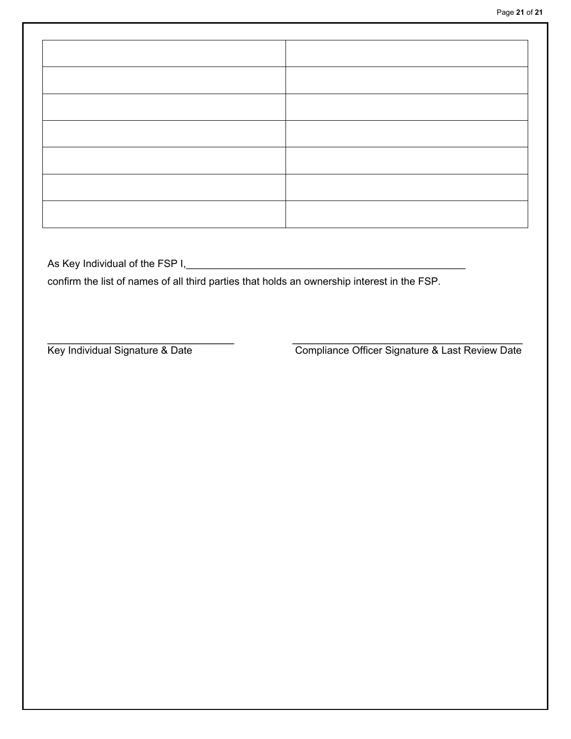| | |
|---|---|
| | |
| | |
| | |
| | |
| | |
| | |

As Key Individual of the FSP I,___________________________________________________

confirm the list of names of all third parties that holds an ownership interest in the FSP.

_________________________________ Key Individual Signature & Date

_________________________________________ Compliance Officer Signature & Last Review Date